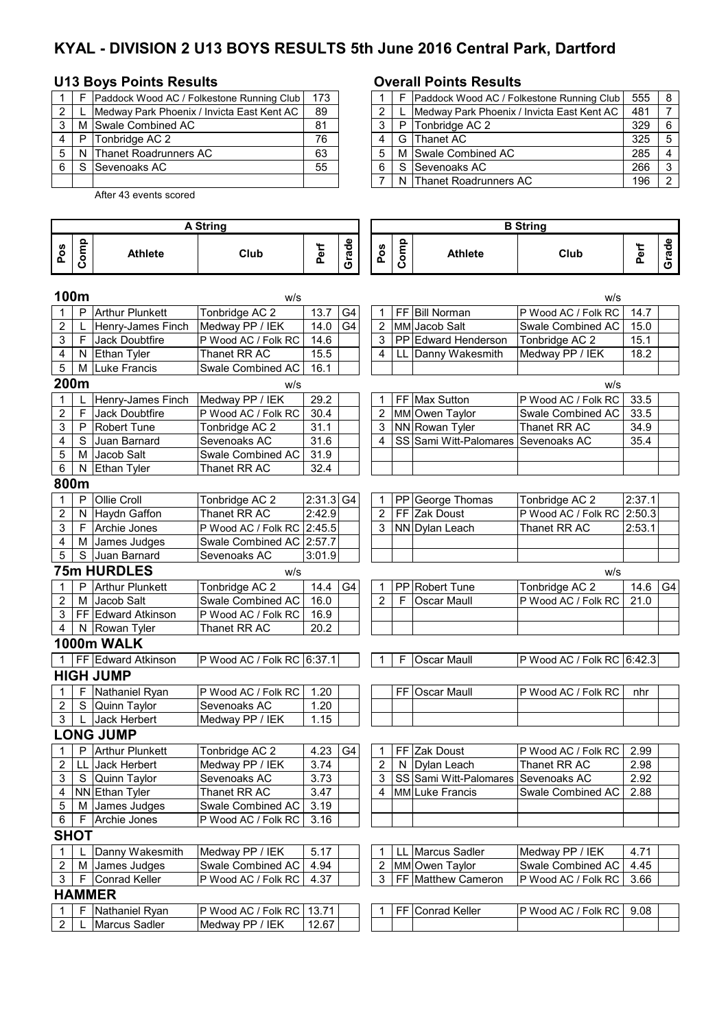# KYAL - DIVISION 2 U13 BOYS RESULTS 5th June 2016 Central Park, Dartford

## U13 Boys Points Results

| | | | |
|---|---|---|---|
| 1 | F | Paddock Wood AC / Folkestone Running Club | 173 |
| 2 | L | Medway Park Phoenix / Invicta East Kent AC | 89 |
| 3 | M | Swale Combined AC | 81 |
| 4 | P | Tonbridge AC 2 | 76 |
| 5 | N | Thanet Roadrunners AC | 63 |
| 6 | S | Sevenoaks AC | 55 |

After 43 events scored

## Overall Points Results

| | | | | |
|---|---|---|---|---|
| 1 | F | Paddock Wood AC / Folkestone Running Club | 555 | 8 |
| 2 | L | Medway Park Phoenix / Invicta East Kent AC | 481 | 7 |
| 3 | P | Tonbridge AC 2 | 329 | 6 |
| 4 | G | Thanet AC | 325 | 5 |
| 5 | M | Swale Combined AC | 285 | 4 |
| 6 | S | Sevenoaks AC | 266 | 3 |
| 7 | N | Thanet Roadrunners AC | 196 | 2 |

| A String | | | | | | B String | | | | | |
|---|---|---|---|---|---|---|---|---|---|---|---|
| Pos | Comp | Athlete | Club | Perf | Grade | Pos | Comp | Athlete | Club | Perf | Grade |
| **100m** | | | w/s | | | | | | w/s | | |
| 1 | P | Arthur Plunkett | Tonbridge AC 2 | 13.7 | G4 | 1 | FF | Bill Norman | P Wood AC / Folk RC | 14.7 | |
| 2 | L | Henry-James Finch | Medway PP / IEK | 14.0 | G4 | 2 | MM | Jacob Salt | Swale Combined AC | 15.0 | |
| 3 | F | Jack Doubtfire | P Wood AC / Folk RC | 14.6 | | 3 | PP | Edward Henderson | Tonbridge AC 2 | 15.1 | |
| 4 | N | Ethan Tyler | Thanet RR AC | 15.5 | | 4 | LL | Danny Wakesmith | Medway PP / IEK | 18.2 | |
| 5 | M | Luke Francis | Swale Combined AC | 16.1 | | | | | | | |
| **200m** | | | w/s | | | | | | w/s | | |
| 1 | L | Henry-James Finch | Medway PP / IEK | 29.2 | | 1 | FF | Max Sutton | P Wood AC / Folk RC | 33.5 | |
| 2 | F | Jack Doubtfire | P Wood AC / Folk RC | 30.4 | | 2 | MM | Owen Taylor | Swale Combined AC | 33.5 | |
| 3 | P | Robert Tune | Tonbridge AC 2 | 31.1 | | 3 | NN | Rowan Tyler | Thanet RR AC | 34.9 | |
| 4 | S | Juan Barnard | Sevenoaks AC | 31.6 | | 4 | SS | Sami Witt-Palomares | Sevenoaks AC | 35.4 | |
| 5 | M | Jacob Salt | Swale Combined AC | 31.9 | | | | | | | |
| 6 | N | Ethan Tyler | Thanet RR AC | 32.4 | | | | | | | |
| **800m** | | | | | | | | | | | |
| 1 | P | Ollie Croll | Tonbridge AC 2 | 2:31.3 | G4 | 1 | PP | George Thomas | Tonbridge AC 2 | 2:37.1 | |
| 2 | N | Haydn Gaffon | Thanet RR AC | 2:42.9 | | 2 | FF | Zak Doust | P Wood AC / Folk RC | 2:50.3 | |
| 3 | F | Archie Jones | P Wood AC / Folk RC | 2:45.5 | | 3 | NN | Dylan Leach | Thanet RR AC | 2:53.1 | |
| 4 | M | James Judges | Swale Combined AC | 2:57.7 | | | | | | | |
| 5 | S | Juan Barnard | Sevenoaks AC | 3:01.9 | | | | | | | |
| **75m HURDLES** | | | w/s | | | | | | w/s | | |
| 1 | P | Arthur Plunkett | Tonbridge AC 2 | 14.4 | G4 | 1 | PP | Robert Tune | Tonbridge AC 2 | 14.6 | G4 |
| 2 | M | Jacob Salt | Swale Combined AC | 16.0 | | 2 | F | Oscar Maull | P Wood AC / Folk RC | 21.0 | |
| 3 | FF | Edward Atkinson | P Wood AC / Folk RC | 16.9 | | | | | | | |
| 4 | N | Rowan Tyler | Thanet RR AC | 20.2 | | | | | | | |
| **1000m WALK** | | | | | | | | | | | |
| 1 | FF | Edward Atkinson | P Wood AC / Folk RC | 6:37.1 | | 1 | F | Oscar Maull | P Wood AC / Folk RC | 6:42.3 | |
| **HIGH JUMP** | | | | | | | | | | | |
| 1 | F | Nathaniel Ryan | P Wood AC / Folk RC | 1.20 | | | FF | Oscar Maull | P Wood AC / Folk RC | nhr | |
| 2 | S | Quinn Taylor | Sevenoaks AC | 1.20 | | | | | | | |
| 3 | L | Jack Herbert | Medway PP / IEK | 1.15 | | | | | | | |
| **LONG JUMP** | | | | | | | | | | | |
| 1 | P | Arthur Plunkett | Tonbridge AC 2 | 4.23 | G4 | 1 | FF | Zak Doust | P Wood AC / Folk RC | 2.99 | |
| 2 | LL | Jack Herbert | Medway PP / IEK | 3.74 | | 2 | N | Dylan Leach | Thanet RR AC | 2.98 | |
| 3 | S | Quinn Taylor | Sevenoaks AC | 3.73 | | 3 | SS | Sami Witt-Palomares | Sevenoaks AC | 2.92 | |
| 4 | NN | Ethan Tyler | Thanet RR AC | 3.47 | | 4 | MM | Luke Francis | Swale Combined AC | 2.88 | |
| 5 | M | James Judges | Swale Combined AC | 3.19 | | | | | | | |
| 6 | F | Archie Jones | P Wood AC / Folk RC | 3.16 | | | | | | | |
| **SHOT** | | | | | | | | | | | |
| 1 | L | Danny Wakesmith | Medway PP / IEK | 5.17 | | 1 | LL | Marcus Sadler | Medway PP / IEK | 4.71 | |
| 2 | M | James Judges | Swale Combined AC | 4.94 | | 2 | MM | Owen Taylor | Swale Combined AC | 4.45 | |
| 3 | F | Conrad Keller | P Wood AC / Folk RC | 4.37 | | 3 | FF | Matthew Cameron | P Wood AC / Folk RC | 3.66 | |
| **HAMMER** | | | | | | | | | | | |
| 1 | F | Nathaniel Ryan | P Wood AC / Folk RC | 13.71 | | 1 | FF | Conrad Keller | P Wood AC / Folk RC | 9.08 | |
| 2 | L | Marcus Sadler | Medway PP / IEK | 12.67 | | | | | | | |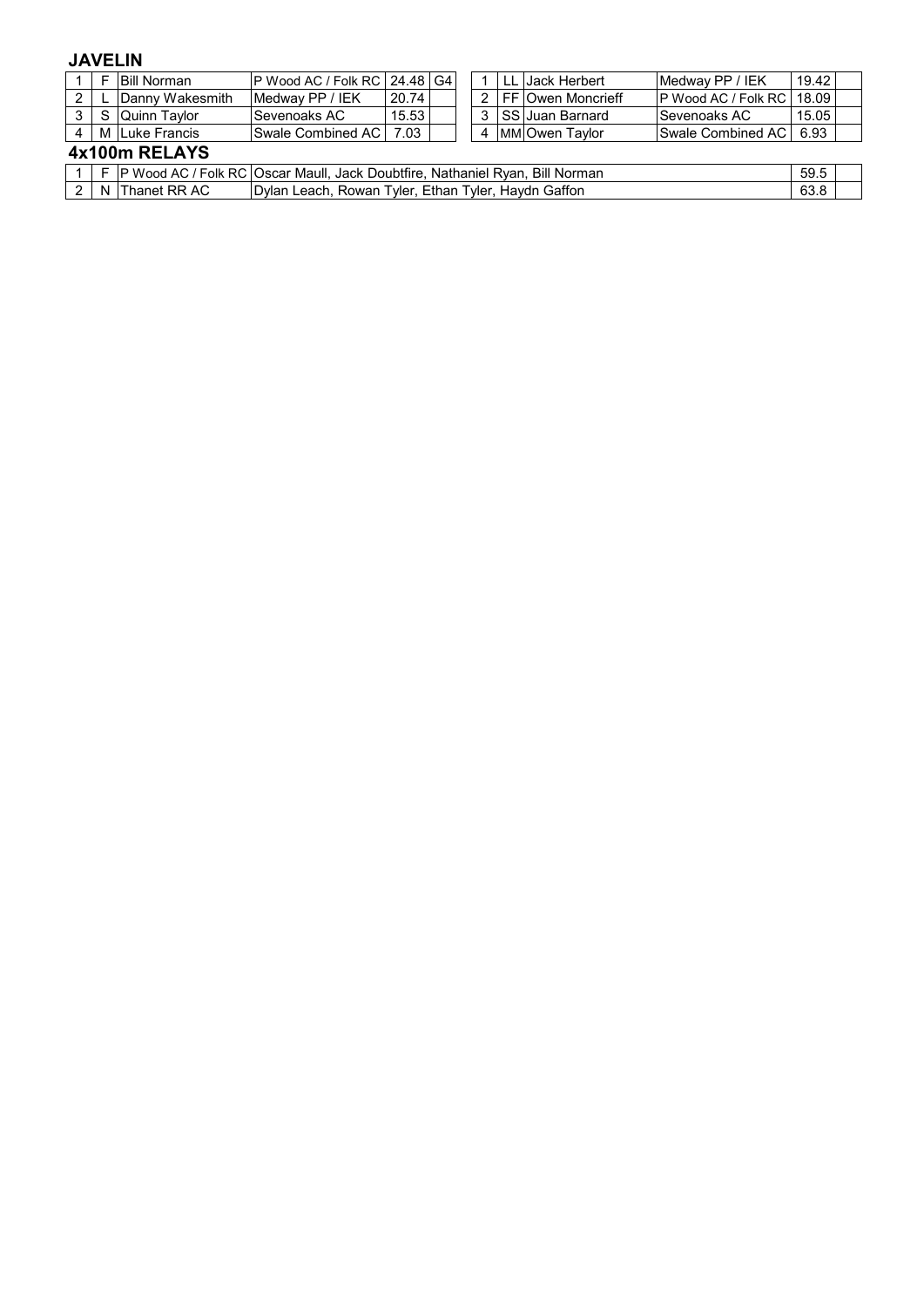**JAVELIN**

| | | | | | | | | | | | | |
|---|---|---|---|---|---|---|---|---|---|---|---|---|
| 1 | F | Bill Norman | P Wood AC / Folk RC | 24.48 | G4 | | 1 | LL | Jack Herbert | Medway PP / IEK | 19.42 | |
| 2 | L | Danny Wakesmith | Medway PP / IEK | 20.74 | | | 2 | FF | Owen Moncrieff | P Wood AC / Folk RC | 18.09 | |
| 3 | S | Quinn Taylor | Sevenoaks AC | 15.53 | | | 3 | SS | Juan Barnard | Sevenoaks AC | 15.05 | |
| 4 | M | Luke Francis | Swale Combined AC | 7.03 | | | 4 | MM | Owen Taylor | Swale Combined AC | 6.93 | |

**4x100m RELAYS**

| | | | | | |
|---|---|---|---|---|---|
| 1 | F | P Wood AC / Folk RC | Oscar Maull, Jack Doubtfire, Nathaniel Ryan, Bill Norman | 59.5 | |
| 2 | N | Thanet RR AC | Dylan Leach, Rowan Tyler, Ethan Tyler, Haydn Gaffon | 63.8 | |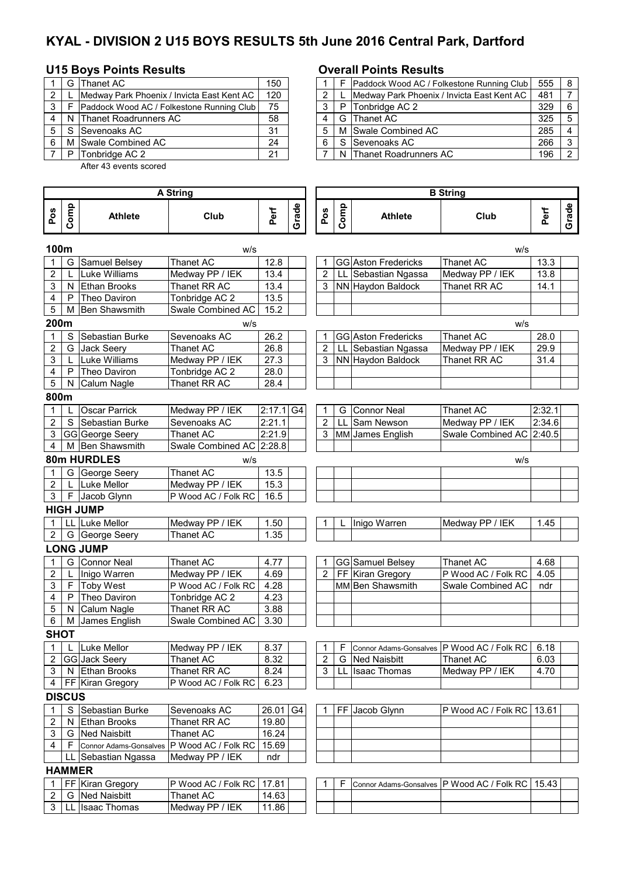# KYAL - DIVISION 2 U15 BOYS RESULTS 5th June 2016 Central Park, Dartford

## U15 Boys Points Results

| | | | |
|---|---|---|---|
| 1 | G | Thanet AC | 150 |
| 2 | L | Medway Park Phoenix / Invicta East Kent AC | 120 |
| 3 | F | Paddock Wood AC / Folkestone Running Club | 75 |
| 4 | N | Thanet Roadrunners AC | 58 |
| 5 | S | Sevenoaks AC | 31 |
| 6 | M | Swale Combined AC | 24 |
| 7 | P | Tonbridge AC 2 | 21 |

After 43 events scored

## Overall Points Results

| | | | | |
|---|---|---|---|---|
| 1 | F | Paddock Wood AC / Folkestone Running Club | 555 | 8 |
| 2 | L | Medway Park Phoenix / Invicta East Kent AC | 481 | 7 |
| 3 | P | Tonbridge AC 2 | 329 | 6 |
| 4 | G | Thanet AC | 325 | 5 |
| 5 | M | Swale Combined AC | 285 | 4 |
| 6 | S | Sevenoaks AC | 266 | 3 |
| 7 | N | Thanet Roadrunners AC | 196 | 2 |

## A String

| Pos | Comp | Athlete | Club | Perf | Grade |
|---|---|---|---|---|---|
| **100m** | | | w/s | | |
| 1 | G | Samuel Belsey | Thanet AC | 12.8 | |
| 2 | L | Luke Williams | Medway PP / IEK | 13.4 | |
| 3 | N | Ethan Brooks | Thanet RR AC | 13.4 | |
| 4 | P | Theo Daviron | Tonbridge AC 2 | 13.5 | |
| 5 | M | Ben Shawsmith | Swale Combined AC | 15.2 | |
| **200m** | | | w/s | | |
| 1 | S | Sebastian Burke | Sevenoaks AC | 26.2 | |
| 2 | G | Jack Seery | Thanet AC | 26.8 | |
| 3 | L | Luke Williams | Medway PP / IEK | 27.3 | |
| 4 | P | Theo Daviron | Tonbridge AC 2 | 28.0 | |
| 5 | N | Calum Nagle | Thanet RR AC | 28.4 | |
| **800m** | | | | | |
| 1 | L | Oscar Parrick | Medway PP / IEK | 2:17.1 | G4 |
| 2 | S | Sebastian Burke | Sevenoaks AC | 2:21.1 | |
| 3 | GG | George Seery | Thanet AC | 2:21.9 | |
| 4 | M | Ben Shawsmith | Swale Combined AC | 2:28.8 | |
| **80m HURDLES** | | | w/s | | |
| 1 | G | George Seery | Thanet AC | 13.5 | |
| 2 | L | Luke Mellor | Medway PP / IEK | 15.3 | |
| 3 | F | Jacob Glynn | P Wood AC / Folk RC | 16.5 | |
| **HIGH JUMP** | | | | | |
| 1 | LL | Luke Mellor | Medway PP / IEK | 1.50 | |
| 2 | G | George Seery | Thanet AC | 1.35 | |
| **LONG JUMP** | | | | | |
| 1 | G | Connor Neal | Thanet AC | 4.77 | |
| 2 | L | Inigo Warren | Medway PP / IEK | 4.69 | |
| 3 | F | Toby West | P Wood AC / Folk RC | 4.28 | |
| 4 | P | Theo Daviron | Tonbridge AC 2 | 4.23 | |
| 5 | N | Calum Nagle | Thanet RR AC | 3.88 | |
| 6 | M | James English | Swale Combined AC | 3.30 | |
| **SHOT** | | | | | |
| 1 | L | Luke Mellor | Medway PP / IEK | 8.37 | |
| 2 | GG | Jack Seery | Thanet AC | 8.32 | |
| 3 | N | Ethan Brooks | Thanet RR AC | 8.24 | |
| 4 | FF | Kiran Gregory | P Wood AC / Folk RC | 6.23 | |
| **DISCUS** | | | | | |
| 1 | S | Sebastian Burke | Sevenoaks AC | 26.01 | G4 |
| 2 | N | Ethan Brooks | Thanet RR AC | 19.80 | |
| 3 | G | Ned Naisbitt | Thanet AC | 16.24 | |
| 4 | F | Connor Adams-Gonsalves | P Wood AC / Folk RC | 15.69 | |
| | LL | Sebastian Ngassa | Medway PP / IEK | ndr | |
| **HAMMER** | | | | | |
| 1 | FF | Kiran Gregory | P Wood AC / Folk RC | 17.81 | |
| 2 | G | Ned Naisbitt | Thanet AC | 14.63 | |
| 3 | LL | Isaac Thomas | Medway PP / IEK | 11.86 | |

## B String

| Pos | Comp | Athlete | Club | Perf | Grade |
|---|---|---|---|---|---|
| **100m** | | | w/s | | |
| 1 | GG | Aston Fredericks | Thanet AC | 13.3 | |
| 2 | LL | Sebastian Ngassa | Medway PP / IEK | 13.8 | |
| 3 | NN | Haydon Baldock | Thanet RR AC | 14.1 | |
| **200m** | | | w/s | | |
| 1 | GG | Aston Fredericks | Thanet AC | 28.0 | |
| 2 | LL | Sebastian Ngassa | Medway PP / IEK | 29.9 | |
| 3 | NN | Haydon Baldock | Thanet RR AC | 31.4 | |
| **800m** | | | | | |
| 1 | G | Connor Neal | Thanet AC | 2:32.1 | |
| 2 | LL | Sam Newson | Medway PP / IEK | 2:34.6 | |
| 3 | MM | James English | Swale Combined AC | 2:40.5 | |
| **80m HURDLES** | | | w/s | | |
| **HIGH JUMP** | | | | | |
| 1 | L | Inigo Warren | Medway PP / IEK | 1.45 | |
| **LONG JUMP** | | | | | |
| 1 | GG | Samuel Belsey | Thanet AC | 4.68 | |
| 2 | FF | Kiran Gregory | P Wood AC / Folk RC | 4.05 | |
| | MM | Ben Shawsmith | Swale Combined AC | ndr | |
| **SHOT** | | | | | |
| 1 | F | Connor Adams-Gonsalves | P Wood AC / Folk RC | 6.18 | |
| 2 | G | Ned Naisbitt | Thanet AC | 6.03 | |
| 3 | LL | Isaac Thomas | Medway PP / IEK | 4.70 | |
| **DISCUS** | | | | | |
| 1 | FF | Jacob Glynn | P Wood AC / Folk RC | 13.61 | |
| **HAMMER** | | | | | |
| 1 | F | Connor Adams-Gonsalves | P Wood AC / Folk RC | 15.43 | |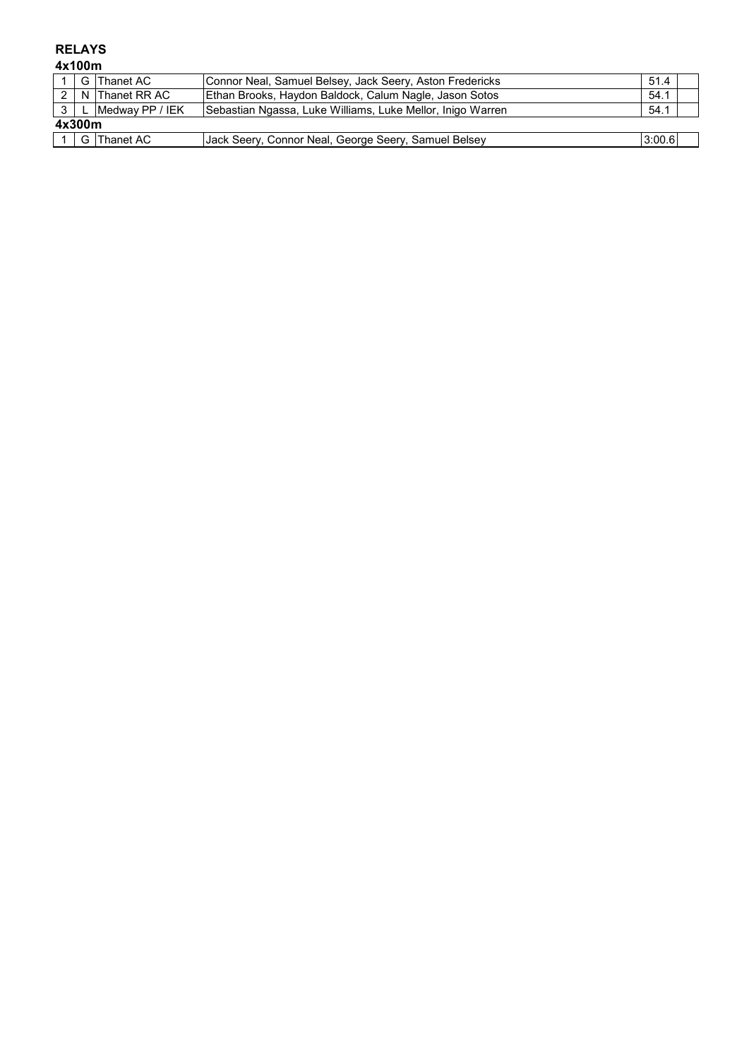## RELAYS

### 4x100m

| | | | | | |
|---|---|---|---|---|---|
| 1 | G | Thanet AC | Connor Neal, Samuel Belsey, Jack Seery, Aston Fredericks | 51.4 | |
| 2 | N | Thanet RR AC | Ethan Brooks, Haydon Baldock, Calum Nagle, Jason Sotos | 54.1 | |
| 3 | L | Medway PP / IEK | Sebastian Ngassa, Luke Williams, Luke Mellor, Inigo Warren | 54.1 | |

### 4x300m

| | | | | | |
|---|---|---|---|---|---|
| 1 | G | Thanet AC | Jack Seery, Connor Neal, George Seery, Samuel Belsey | 3:00.6 | |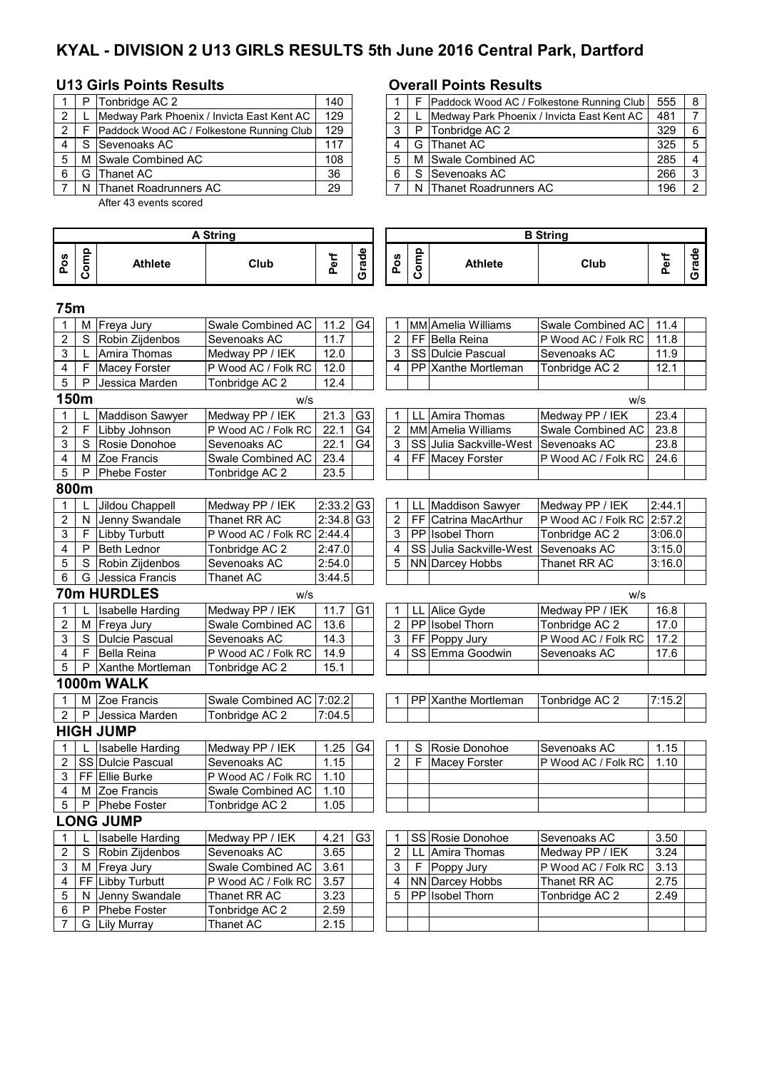# KYAL - DIVISION 2 U13 GIRLS RESULTS 5th June 2016 Central Park, Dartford

## U13 Girls Points Results

| | | | |
|---|---|---|---|
| 1 | P | Tonbridge AC 2 | 140 |
| 2 | L | Medway Park Phoenix / Invicta East Kent AC | 129 |
| 2 | F | Paddock Wood AC / Folkestone Running Club | 129 |
| 4 | S | Sevenoaks AC | 117 |
| 5 | M | Swale Combined AC | 108 |
| 6 | G | Thanet AC | 36 |
| 7 | N | Thanet Roadrunners AC | 29 |

After 43 events scored

## Overall Points Results

| | | | | |
|---|---|---|---|---|
| 1 | F | Paddock Wood AC / Folkestone Running Club | 555 | 8 |
| 2 | L | Medway Park Phoenix / Invicta East Kent AC | 481 | 7 |
| 3 | P | Tonbridge AC 2 | 329 | 6 |
| 4 | G | Thanet AC | 325 | 5 |
| 5 | M | Swale Combined AC | 285 | 4 |
| 6 | S | Sevenoaks AC | 266 | 3 |
| 7 | N | Thanet Roadrunners AC | 196 | 2 |

## A String

| Pos | Comp | Athlete | Club | Perf | Grade |
|---|---|---|---|---|---|
| **75m** | | | | | |
| 1 | M | Freya Jury | Swale Combined AC | 11.2 | G4 |
| 2 | S | Robin Zijdenbos | Sevenoaks AC | 11.7 | |
| 3 | L | Amira Thomas | Medway PP / IEK | 12.0 | |
| 4 | F | Macey Forster | P Wood AC / Folk RC | 12.0 | |
| 5 | P | Jessica Marden | Tonbridge AC 2 | 12.4 | |
| **150m** | | w/s | | | |
| 1 | L | Maddison Sawyer | Medway PP / IEK | 21.3 | G3 |
| 2 | F | Libby Johnson | P Wood AC / Folk RC | 22.1 | G4 |
| 3 | S | Rosie Donohoe | Sevenoaks AC | 22.1 | G4 |
| 4 | M | Zoe Francis | Swale Combined AC | 23.4 | |
| 5 | P | Phebe Foster | Tonbridge AC 2 | 23.5 | |
| **800m** | | | | | |
| 1 | L | Jildou Chappell | Medway PP / IEK | 2:33.2 | G3 |
| 2 | N | Jenny Swandale | Thanet RR AC | 2:34.8 | G3 |
| 3 | F | Libby Turbutt | P Wood AC / Folk RC | 2:44.4 | |
| 4 | P | Beth Lednor | Tonbridge AC 2 | 2:47.0 | |
| 5 | S | Robin Zijdenbos | Sevenoaks AC | 2:54.0 | |
| 6 | G | Jessica Francis | Thanet AC | 3:44.5 | |
| **70m HURDLES** | | w/s | | | |
| 1 | L | Isabelle Harding | Medway PP / IEK | 11.7 | G1 |
| 2 | M | Freya Jury | Swale Combined AC | 13.6 | |
| 3 | S | Dulcie Pascual | Sevenoaks AC | 14.3 | |
| 4 | F | Bella Reina | P Wood AC / Folk RC | 14.9 | |
| 5 | P | Xanthe Mortleman | Tonbridge AC 2 | 15.1 | |
| **1000m WALK** | | | | | |
| 1 | M | Zoe Francis | Swale Combined AC | 7:02.2 | |
| 2 | P | Jessica Marden | Tonbridge AC 2 | 7:04.5 | |
| **HIGH JUMP** | | | | | |
| 1 | L | Isabelle Harding | Medway PP / IEK | 1.25 | G4 |
| 2 | SS | Dulcie Pascual | Sevenoaks AC | 1.15 | |
| 3 | FF | Ellie Burke | P Wood AC / Folk RC | 1.10 | |
| 4 | M | Zoe Francis | Swale Combined AC | 1.10 | |
| 5 | P | Phebe Foster | Tonbridge AC 2 | 1.05 | |
| **LONG JUMP** | | | | | |
| 1 | L | Isabelle Harding | Medway PP / IEK | 4.21 | G3 |
| 2 | S | Robin Zijdenbos | Sevenoaks AC | 3.65 | |
| 3 | M | Freya Jury | Swale Combined AC | 3.61 | |
| 4 | FF | Libby Turbutt | P Wood AC / Folk RC | 3.57 | |
| 5 | N | Jenny Swandale | Thanet RR AC | 3.23 | |
| 6 | P | Phebe Foster | Tonbridge AC 2 | 2.59 | |
| 7 | G | Lily Murray | Thanet AC | 2.15 | |

## B String

| Pos | Comp | Athlete | Club | Perf | Grade |
|---|---|---|---|---|---|
| **75m** | | | | | |
| 1 | MM | Amelia Williams | Swale Combined AC | 11.4 | |
| 2 | FF | Bella Reina | P Wood AC / Folk RC | 11.8 | |
| 3 | SS | Dulcie Pascual | Sevenoaks AC | 11.9 | |
| 4 | PP | Xanthe Mortleman | Tonbridge AC 2 | 12.1 | |
| **150m** | | w/s | | | |
| 1 | LL | Amira Thomas | Medway PP / IEK | 23.4 | |
| 2 | MM | Amelia Williams | Swale Combined AC | 23.8 | |
| 3 | SS | Julia Sackville-West | Sevenoaks AC | 23.8 | |
| 4 | FF | Macey Forster | P Wood AC / Folk RC | 24.6 | |
| **800m** | | | | | |
| 1 | LL | Maddison Sawyer | Medway PP / IEK | 2:44.1 | |
| 2 | FF | Catrina MacArthur | P Wood AC / Folk RC | 2:57.2 | |
| 3 | PP | Isobel Thorn | Tonbridge AC 2 | 3:06.0 | |
| 4 | SS | Julia Sackville-West | Sevenoaks AC | 3:15.0 | |
| 5 | NN | Darcey Hobbs | Thanet RR AC | 3:16.0 | |
| **70m HURDLES** | | w/s | | | |
| 1 | LL | Alice Gyde | Medway PP / IEK | 16.8 | |
| 2 | PP | Isobel Thorn | Tonbridge AC 2 | 17.0 | |
| 3 | FF | Poppy Jury | P Wood AC / Folk RC | 17.2 | |
| 4 | SS | Emma Goodwin | Sevenoaks AC | 17.6 | |
| **1000m WALK** | | | | | |
| 1 | PP | Xanthe Mortleman | Tonbridge AC 2 | 7:15.2 | |
| **HIGH JUMP** | | | | | |
| 1 | S | Rosie Donohoe | Sevenoaks AC | 1.15 | |
| 2 | F | Macey Forster | P Wood AC / Folk RC | 1.10 | |
| **LONG JUMP** | | | | | |
| 1 | SS | Rosie Donohoe | Sevenoaks AC | 3.50 | |
| 2 | LL | Amira Thomas | Medway PP / IEK | 3.24 | |
| 3 | F | Poppy Jury | P Wood AC / Folk RC | 3.13 | |
| 4 | NN | Darcey Hobbs | Thanet RR AC | 2.75 | |
| 5 | PP | Isobel Thorn | Tonbridge AC 2 | 2.49 | |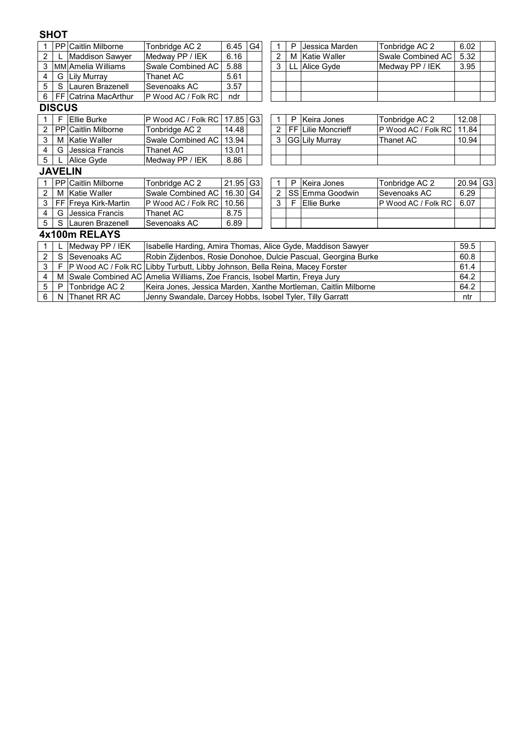## SHOT

| Pos | | Name | Club | Perf | Grade | Pos | | Name | Club | Perf | Grade |
|---|---|---|---|---|---|---|---|---|---|---|---|
| 1 | PP | Caitlin Milborne | Tonbridge AC 2 | 6.45 | G4 | 1 | P | Jessica Marden | Tonbridge AC 2 | 6.02 | |
| 2 | L | Maddison Sawyer | Medway PP / IEK | 6.16 | | 2 | M | Katie Waller | Swale Combined AC | 5.32 | |
| 3 | MM | Amelia Williams | Swale Combined AC | 5.88 | | 3 | LL | Alice Gyde | Medway PP / IEK | 3.95 | |
| 4 | G | Lily Murray | Thanet AC | 5.61 | | | | | | | |
| 5 | S | Lauren Brazenell | Sevenoaks AC | 3.57 | | | | | | | |
| 6 | FF | Catrina MacArthur | P Wood AC / Folk RC | ndr | | | | | | | |

## DISCUS

| Pos | | Name | Club | Perf | Grade | Pos | | Name | Club | Perf | Grade |
|---|---|---|---|---|---|---|---|---|---|---|---|
| 1 | F | Ellie Burke | P Wood AC / Folk RC | 17.85 | G3 | 1 | P | Keira Jones | Tonbridge AC 2 | 12.08 | |
| 2 | PP | Caitlin Milborne | Tonbridge AC 2 | 14.48 | | 2 | FF | Lilie Moncrieff | P Wood AC / Folk RC | 11.84 | |
| 3 | M | Katie Waller | Swale Combined AC | 13.94 | | 3 | GG | Lily Murray | Thanet AC | 10.94 | |
| 4 | G | Jessica Francis | Thanet AC | 13.01 | | | | | | | |
| 5 | L | Alice Gyde | Medway PP / IEK | 8.86 | | | | | | | |

## JAVELIN

| Pos | | Name | Club | Perf | Grade | Pos | | Name | Club | Perf | Grade |
|---|---|---|---|---|---|---|---|---|---|---|---|
| 1 | PP | Caitlin Milborne | Tonbridge AC 2 | 21.95 | G3 | 1 | P | Keira Jones | Tonbridge AC 2 | 20.94 | G3 |
| 2 | M | Katie Waller | Swale Combined AC | 16.30 | G4 | 2 | SS | Emma Goodwin | Sevenoaks AC | 6.29 | |
| 3 | FF | Freya Kirk-Martin | P Wood AC / Folk RC | 10.56 | | 3 | F | Ellie Burke | P Wood AC / Folk RC | 6.07 | |
| 4 | G | Jessica Francis | Thanet AC | 8.75 | | | | | | | |
| 5 | S | Lauren Brazenell | Sevenoaks AC | 6.89 | | | | | | | |

## 4x100m RELAYS

| Pos | | Club | Team | Time | |
|---|---|---|---|---|---|
| 1 | L | Medway PP / IEK | Isabelle Harding, Amira Thomas, Alice Gyde, Maddison Sawyer | 59.5 | |
| 2 | S | Sevenoaks AC | Robin Zijdenbos, Rosie Donohoe, Dulcie Pascual, Georgina Burke | 60.8 | |
| 3 | F | P Wood AC / Folk RC | Libby Turbutt, Libby Johnson, Bella Reina, Macey Forster | 61.4 | |
| 4 | M | Swale Combined AC | Amelia Williams, Zoe Francis, Isobel Martin, Freya Jury | 64.2 | |
| 5 | P | Tonbridge AC 2 | Keira Jones, Jessica Marden, Xanthe Mortleman, Caitlin Milborne | 64.2 | |
| 6 | N | Thanet RR AC | Jenny Swandale, Darcey Hobbs, Isobel Tyler, Tilly Garratt | ntr | |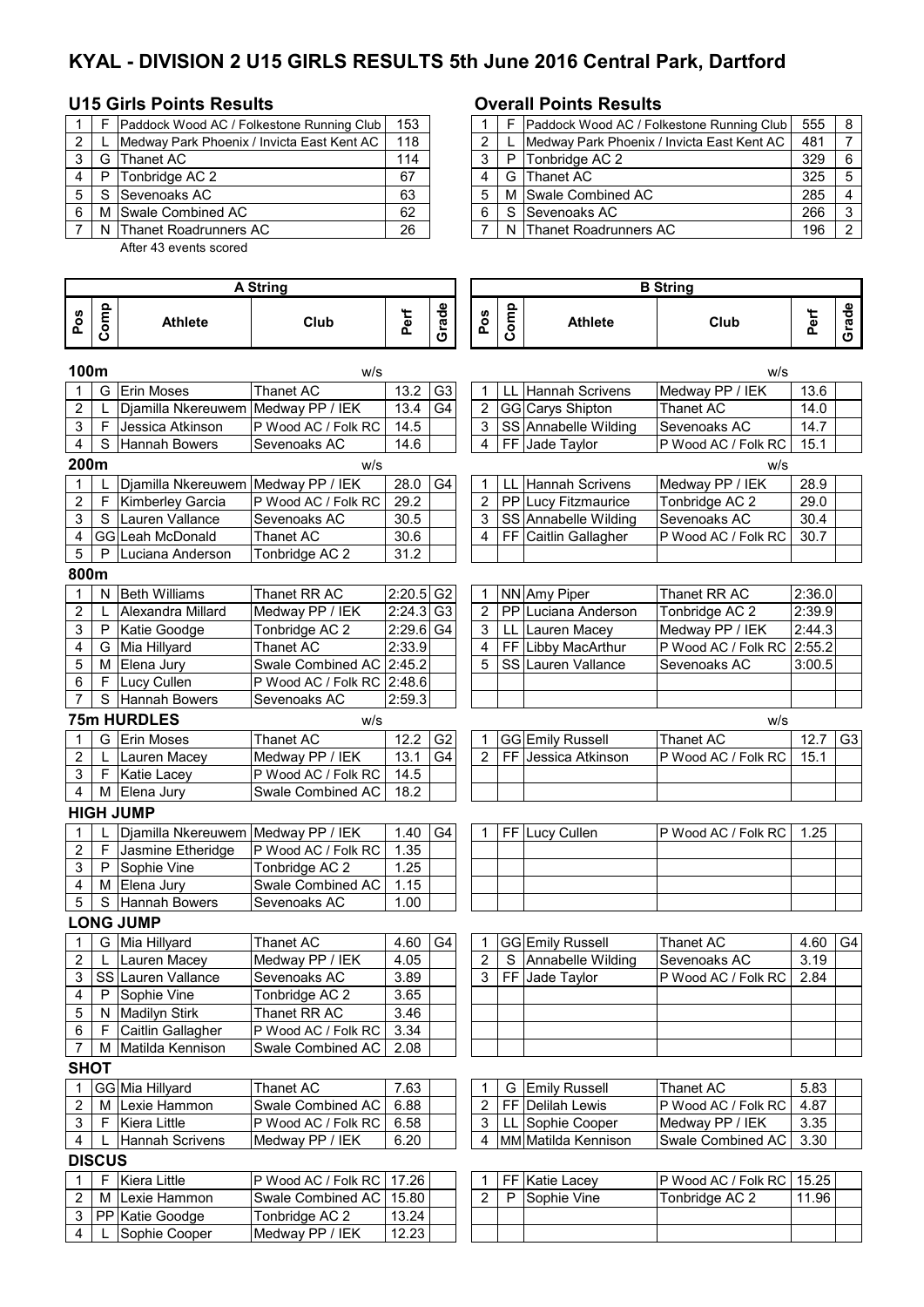# KYAL - DIVISION 2 U15 GIRLS RESULTS 5th June 2016 Central Park, Dartford

## U15 Girls Points Results

| | | | |
|---|---|---|---|
| 1 | F | Paddock Wood AC / Folkestone Running Club | 153 |
| 2 | L | Medway Park Phoenix / Invicta East Kent AC | 118 |
| 3 | G | Thanet AC | 114 |
| 4 | P | Tonbridge AC 2 | 67 |
| 5 | S | Sevenoaks AC | 63 |
| 6 | M | Swale Combined AC | 62 |
| 7 | N | Thanet Roadrunners AC | 26 |

After 43 events scored

## Overall Points Results

| | | | | |
|---|---|---|---|---|
| 1 | F | Paddock Wood AC / Folkestone Running Club | 555 | 8 |
| 2 | L | Medway Park Phoenix / Invicta East Kent AC | 481 | 7 |
| 3 | P | Tonbridge AC 2 | 329 | 6 |
| 4 | G | Thanet AC | 325 | 5 |
| 5 | M | Swale Combined AC | 285 | 4 |
| 6 | S | Sevenoaks AC | 266 | 3 |
| 7 | N | Thanet Roadrunners AC | 196 | 2 |

| A String | | | | | | B String | | | | | |
|---|---|---|---|---|---|---|---|---|---|---|---|
| Pos | Comp | Athlete | Club | Perf | Grade | Pos | Comp | Athlete | Club | Perf | Grade |
| **100m** | | | w/s | | | | | | w/s | | |
| 1 | G | Erin Moses | Thanet AC | 13.2 | G3 | 1 | LL | Hannah Scrivens | Medway PP / IEK | 13.6 | |
| 2 | L | Djamilla Nkereuwem | Medway PP / IEK | 13.4 | G4 | 2 | GG | Carys Shipton | Thanet AC | 14.0 | |
| 3 | F | Jessica Atkinson | P Wood AC / Folk RC | 14.5 | | 3 | SS | Annabelle Wilding | Sevenoaks AC | 14.7 | |
| 4 | S | Hannah Bowers | Sevenoaks AC | 14.6 | | 4 | FF | Jade Taylor | P Wood AC / Folk RC | 15.1 | |
| **200m** | | | w/s | | | | | | w/s | | |
| 1 | L | Djamilla Nkereuwem | Medway PP / IEK | 28.0 | G4 | 1 | LL | Hannah Scrivens | Medway PP / IEK | 28.9 | |
| 2 | F | Kimberley Garcia | P Wood AC / Folk RC | 29.2 | | 2 | PP | Lucy Fitzmaurice | Tonbridge AC 2 | 29.0 | |
| 3 | S | Lauren Vallance | Sevenoaks AC | 30.5 | | 3 | SS | Annabelle Wilding | Sevenoaks AC | 30.4 | |
| 4 | GG | Leah McDonald | Thanet AC | 30.6 | | 4 | FF | Caitlin Gallagher | P Wood AC / Folk RC | 30.7 | |
| 5 | P | Luciana Anderson | Tonbridge AC 2 | 31.2 | | | | | | | |
| **800m** | | | | | | | | | | | |
| 1 | N | Beth Williams | Thanet RR AC | 2:20.5 | G2 | 1 | NN | Amy Piper | Thanet RR AC | 2:36.0 | |
| 2 | L | Alexandra Millard | Medway PP / IEK | 2:24.3 | G3 | 2 | PP | Luciana Anderson | Tonbridge AC 2 | 2:39.9 | |
| 3 | P | Katie Goodge | Tonbridge AC 2 | 2:29.6 | G4 | 3 | LL | Lauren Macey | Medway PP / IEK | 2:44.3 | |
| 4 | G | Mia Hillyard | Thanet AC | 2:33.9 | | 4 | FF | Libby MacArthur | P Wood AC / Folk RC | 2:55.2 | |
| 5 | M | Elena Jury | Swale Combined AC | 2:45.2 | | 5 | SS | Lauren Vallance | Sevenoaks AC | 3:00.5 | |
| 6 | F | Lucy Cullen | P Wood AC / Folk RC | 2:48.6 | | | | | | | |
| 7 | S | Hannah Bowers | Sevenoaks AC | 2:59.3 | | | | | | | |
| **75m HURDLES** | | | w/s | | | | | | w/s | | |
| 1 | G | Erin Moses | Thanet AC | 12.2 | G2 | 1 | GG | Emily Russell | Thanet AC | 12.7 | G3 |
| 2 | L | Lauren Macey | Medway PP / IEK | 13.1 | G4 | 2 | FF | Jessica Atkinson | P Wood AC / Folk RC | 15.1 | |
| 3 | F | Katie Lacey | P Wood AC / Folk RC | 14.5 | | | | | | | |
| 4 | M | Elena Jury | Swale Combined AC | 18.2 | | | | | | | |
| **HIGH JUMP** | | | | | | | | | | | |
| 1 | L | Djamilla Nkereuwem | Medway PP / IEK | 1.40 | G4 | 1 | FF | Lucy Cullen | P Wood AC / Folk RC | 1.25 | |
| 2 | F | Jasmine Etheridge | P Wood AC / Folk RC | 1.35 | | | | | | | |
| 3 | P | Sophie Vine | Tonbridge AC 2 | 1.25 | | | | | | | |
| 4 | M | Elena Jury | Swale Combined AC | 1.15 | | | | | | | |
| 5 | S | Hannah Bowers | Sevenoaks AC | 1.00 | | | | | | | |
| **LONG JUMP** | | | | | | | | | | | |
| 1 | G | Mia Hillyard | Thanet AC | 4.60 | G4 | 1 | GG | Emily Russell | Thanet AC | 4.60 | G4 |
| 2 | L | Lauren Macey | Medway PP / IEK | 4.05 | | 2 | S | Annabelle Wilding | Sevenoaks AC | 3.19 | |
| 3 | SS | Lauren Vallance | Sevenoaks AC | 3.89 | | 3 | FF | Jade Taylor | P Wood AC / Folk RC | 2.84 | |
| 4 | P | Sophie Vine | Tonbridge AC 2 | 3.65 | | | | | | | |
| 5 | N | Madilyn Stirk | Thanet RR AC | 3.46 | | | | | | | |
| 6 | F | Caitlin Gallagher | P Wood AC / Folk RC | 3.34 | | | | | | | |
| 7 | M | Matilda Kennison | Swale Combined AC | 2.08 | | | | | | | |
| **SHOT** | | | | | | | | | | | |
| 1 | GG | Mia Hillyard | Thanet AC | 7.63 | | 1 | G | Emily Russell | Thanet AC | 5.83 | |
| 2 | M | Lexie Hammon | Swale Combined AC | 6.88 | | 2 | FF | Delilah Lewis | P Wood AC / Folk RC | 4.87 | |
| 3 | F | Kiera Little | P Wood AC / Folk RC | 6.58 | | 3 | LL | Sophie Cooper | Medway PP / IEK | 3.35 | |
| 4 | L | Hannah Scrivens | Medway PP / IEK | 6.20 | | 4 | MM | Matilda Kennison | Swale Combined AC | 3.30 | |
| **DISCUS** | | | | | | | | | | | |
| 1 | F | Kiera Little | P Wood AC / Folk RC | 17.26 | | 1 | FF | Katie Lacey | P Wood AC / Folk RC | 15.25 | |
| 2 | M | Lexie Hammon | Swale Combined AC | 15.80 | | 2 | P | Sophie Vine | Tonbridge AC 2 | 11.96 | |
| 3 | PP | Katie Goodge | Tonbridge AC 2 | 13.24 | | | | | | | |
| 4 | L | Sophie Cooper | Medway PP / IEK | 12.23 | | | | | | | |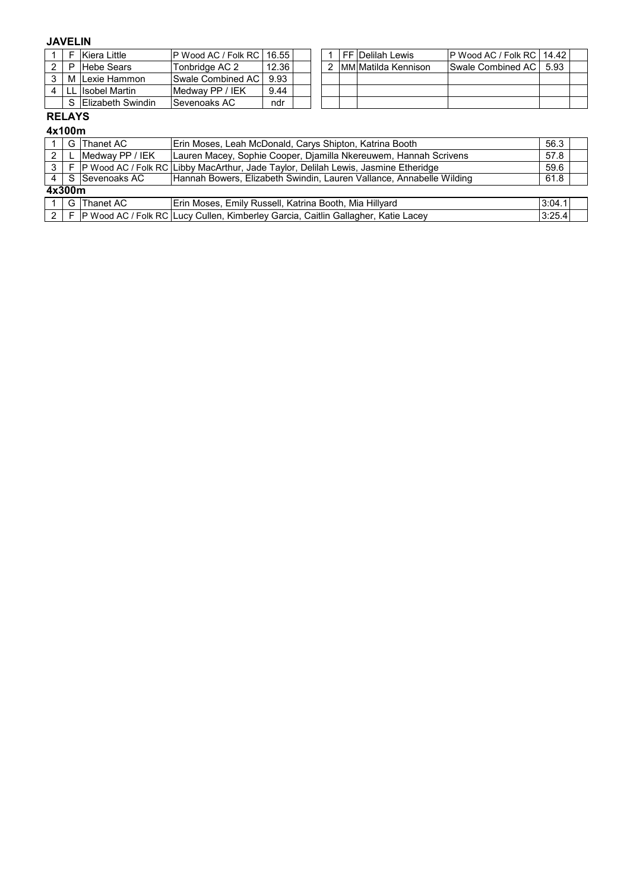## JAVELIN

| | | | | | |
|---|---|---|---|---|---|
| 1 | F | Kiera Little | P Wood AC / Folk RC | 16.55 | |
| 2 | P | Hebe Sears | Tonbridge AC 2 | 12.36 | |
| 3 | M | Lexie Hammon | Swale Combined AC | 9.93 | |
| 4 | LL | Isobel Martin | Medway PP / IEK | 9.44 | |
| | S | Elizabeth Swindin | Sevenoaks AC | ndr | |

| | | | | | |
|---|---|---|---|---|---|
| 1 | FF | Delilah Lewis | P Wood AC / Folk RC | 14.42 | |
| 2 | MM | Matilda Kennison | Swale Combined AC | 5.93 | |

## RELAYS

### 4x100m

| | | | | | |
|---|---|---|---|---|---|
| 1 | G | Thanet AC | Erin Moses, Leah McDonald, Carys Shipton, Katrina Booth | 56.3 | |
| 2 | L | Medway PP / IEK | Lauren Macey, Sophie Cooper, Djamilla Nkereuwem, Hannah Scrivens | 57.8 | |
| 3 | F | P Wood AC / Folk RC | Libby MacArthur, Jade Taylor, Delilah Lewis, Jasmine Etheridge | 59.6 | |
| 4 | S | Sevenoaks AC | Hannah Bowers, Elizabeth Swindin, Lauren Vallance, Annabelle Wilding | 61.8 | |

### 4x300m

| | | | | | |
|---|---|---|---|---|---|
| 1 | G | Thanet AC | Erin Moses, Emily Russell, Katrina Booth, Mia Hillyard | 3:04.1 | |
| 2 | F | P Wood AC / Folk RC | Lucy Cullen, Kimberley Garcia, Caitlin Gallagher, Katie Lacey | 3:25.4 | |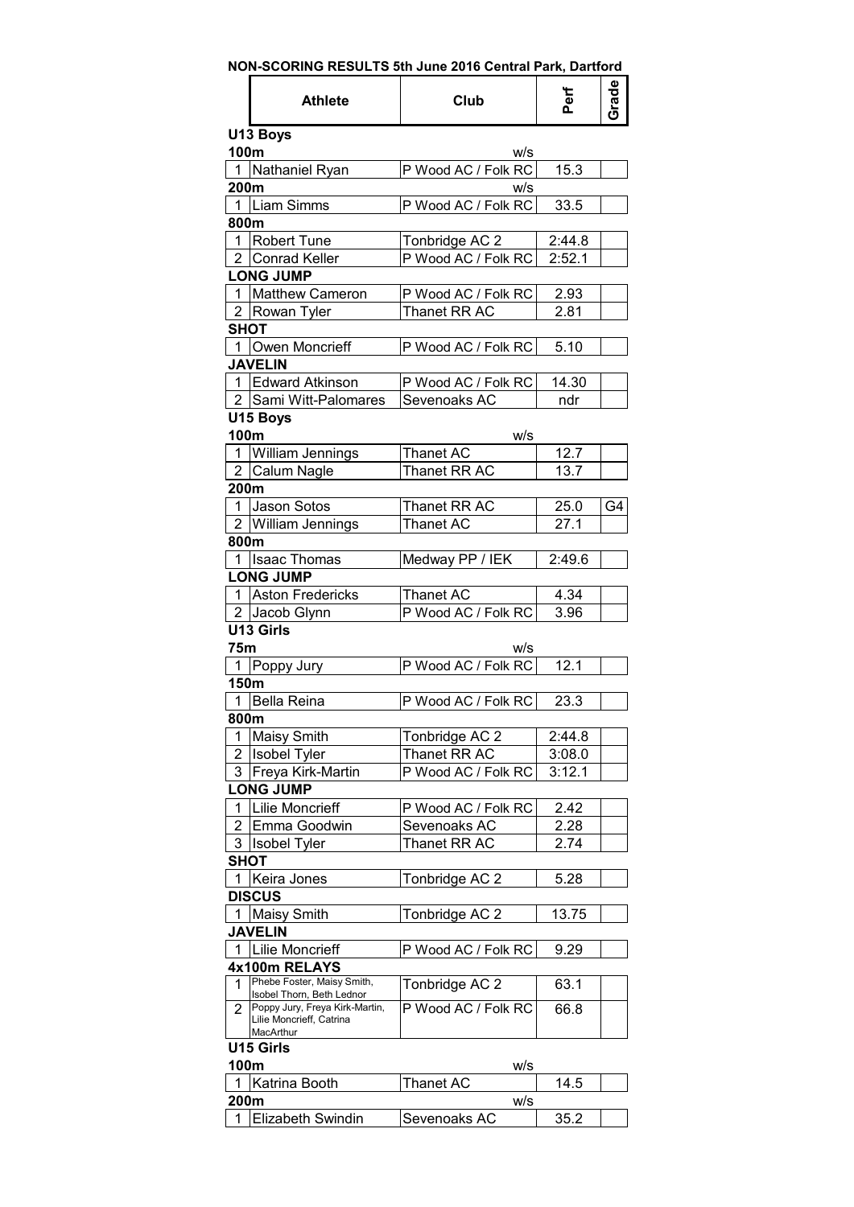**NON-SCORING RESULTS 5th June 2016 Central Park, Dartford**

| | Athlete | Club | Perf | Grade |
|---|---|---|---|---|
| **U13 Boys** | | | | |
| **100m** | | w/s | | |
| 1 | Nathaniel Ryan | P Wood AC / Folk RC | 15.3 | |
| **200m** | | w/s | | |
| 1 | Liam Simms | P Wood AC / Folk RC | 33.5 | |
| **800m** | | | | |
| 1 | Robert Tune | Tonbridge AC 2 | 2:44.8 | |
| 2 | Conrad Keller | P Wood AC / Folk RC | 2:52.1 | |
| **LONG JUMP** | | | | |
| 1 | Matthew Cameron | P Wood AC / Folk RC | 2.93 | |
| 2 | Rowan Tyler | Thanet RR AC | 2.81 | |
| **SHOT** | | | | |
| 1 | Owen Moncrieff | P Wood AC / Folk RC | 5.10 | |
| **JAVELIN** | | | | |
| 1 | Edward Atkinson | P Wood AC / Folk RC | 14.30 | |
| 2 | Sami Witt-Palomares | Sevenoaks AC | ndr | |
| **U15 Boys** | | | | |
| **100m** | | w/s | | |
| 1 | William Jennings | Thanet AC | 12.7 | |
| 2 | Calum Nagle | Thanet RR AC | 13.7 | |
| **200m** | | | | |
| 1 | Jason Sotos | Thanet RR AC | 25.0 | G4 |
| 2 | William Jennings | Thanet AC | 27.1 | |
| **800m** | | | | |
| 1 | Isaac Thomas | Medway PP / IEK | 2:49.6 | |
| **LONG JUMP** | | | | |
| 1 | Aston Fredericks | Thanet AC | 4.34 | |
| 2 | Jacob Glynn | P Wood AC / Folk RC | 3.96 | |
| **U13 Girls** | | | | |
| **75m** | | w/s | | |
| 1 | Poppy Jury | P Wood AC / Folk RC | 12.1 | |
| **150m** | | | | |
| 1 | Bella Reina | P Wood AC / Folk RC | 23.3 | |
| **800m** | | | | |
| 1 | Maisy Smith | Tonbridge AC 2 | 2:44.8 | |
| 2 | Isobel Tyler | Thanet RR AC | 3:08.0 | |
| 3 | Freya Kirk-Martin | P Wood AC / Folk RC | 3:12.1 | |
| **LONG JUMP** | | | | |
| 1 | Lilie Moncrieff | P Wood AC / Folk RC | 2.42 | |
| 2 | Emma Goodwin | Sevenoaks AC | 2.28 | |
| 3 | Isobel Tyler | Thanet RR AC | 2.74 | |
| **SHOT** | | | | |
| 1 | Keira Jones | Tonbridge AC 2 | 5.28 | |
| **DISCUS** | | | | |
| 1 | Maisy Smith | Tonbridge AC 2 | 13.75 | |
| **JAVELIN** | | | | |
| 1 | Lilie Moncrieff | P Wood AC / Folk RC | 9.29 | |
| **4x100m RELAYS** | | | | |
| 1 | Phebe Foster, Maisy Smith, Isobel Thorn, Beth Lednor | Tonbridge AC 2 | 63.1 | |
| 2 | Poppy Jury, Freya Kirk-Martin, Lilie Moncrieff, Catrina MacArthur | P Wood AC / Folk RC | 66.8 | |
| **U15 Girls** | | | | |
| **100m** | | w/s | | |
| 1 | Katrina Booth | Thanet AC | 14.5 | |
| **200m** | | w/s | | |
| 1 | Elizabeth Swindin | Sevenoaks AC | 35.2 | |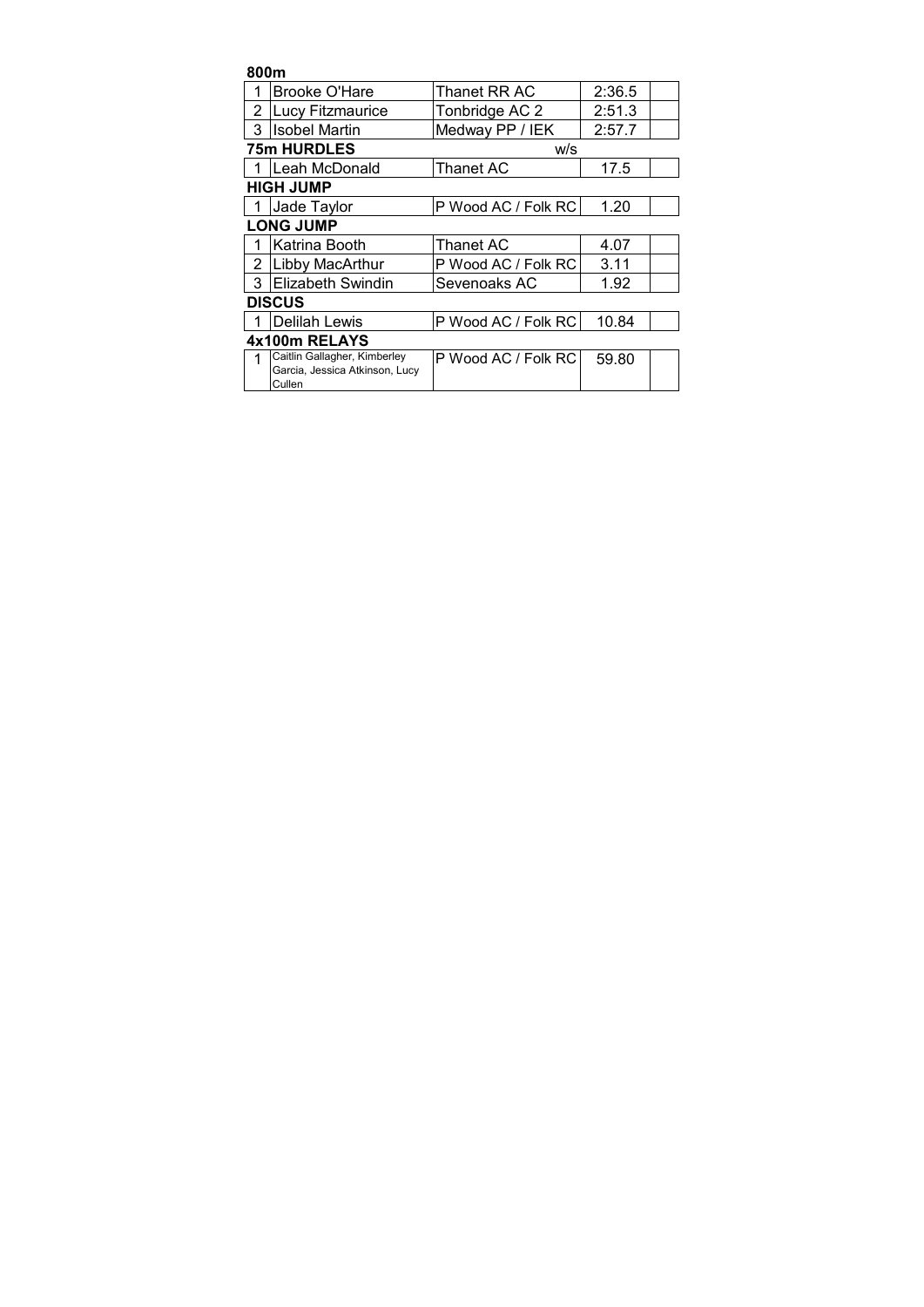**800m**

| | | | | |
|---|---|---|---|---|
| 1 | Brooke O'Hare | Thanet RR AC | 2:36.5 | |
| 2 | Lucy Fitzmaurice | Tonbridge AC 2 | 2:51.3 | |
| 3 | Isobel Martin | Medway PP / IEK | 2:57.7 | |

**75m HURDLES** w/s

| | | | | |
|---|---|---|---|---|
| 1 | Leah McDonald | Thanet AC | 17.5 | |

**HIGH JUMP**

| | | | | |
|---|---|---|---|---|
| 1 | Jade Taylor | P Wood AC / Folk RC | 1.20 | |

**LONG JUMP**

| | | | | |
|---|---|---|---|---|
| 1 | Katrina Booth | Thanet AC | 4.07 | |
| 2 | Libby MacArthur | P Wood AC / Folk RC | 3.11 | |
| 3 | Elizabeth Swindin | Sevenoaks AC | 1.92 | |

**DISCUS**

| | | | | |
|---|---|---|---|---|
| 1 | Delilah Lewis | P Wood AC / Folk RC | 10.84 | |

**4x100m RELAYS**

| | | | | |
|---|---|---|---|---|
| 1 | Caitlin Gallagher, Kimberley Garcia, Jessica Atkinson, Lucy Cullen | P Wood AC / Folk RC | 59.80 | |